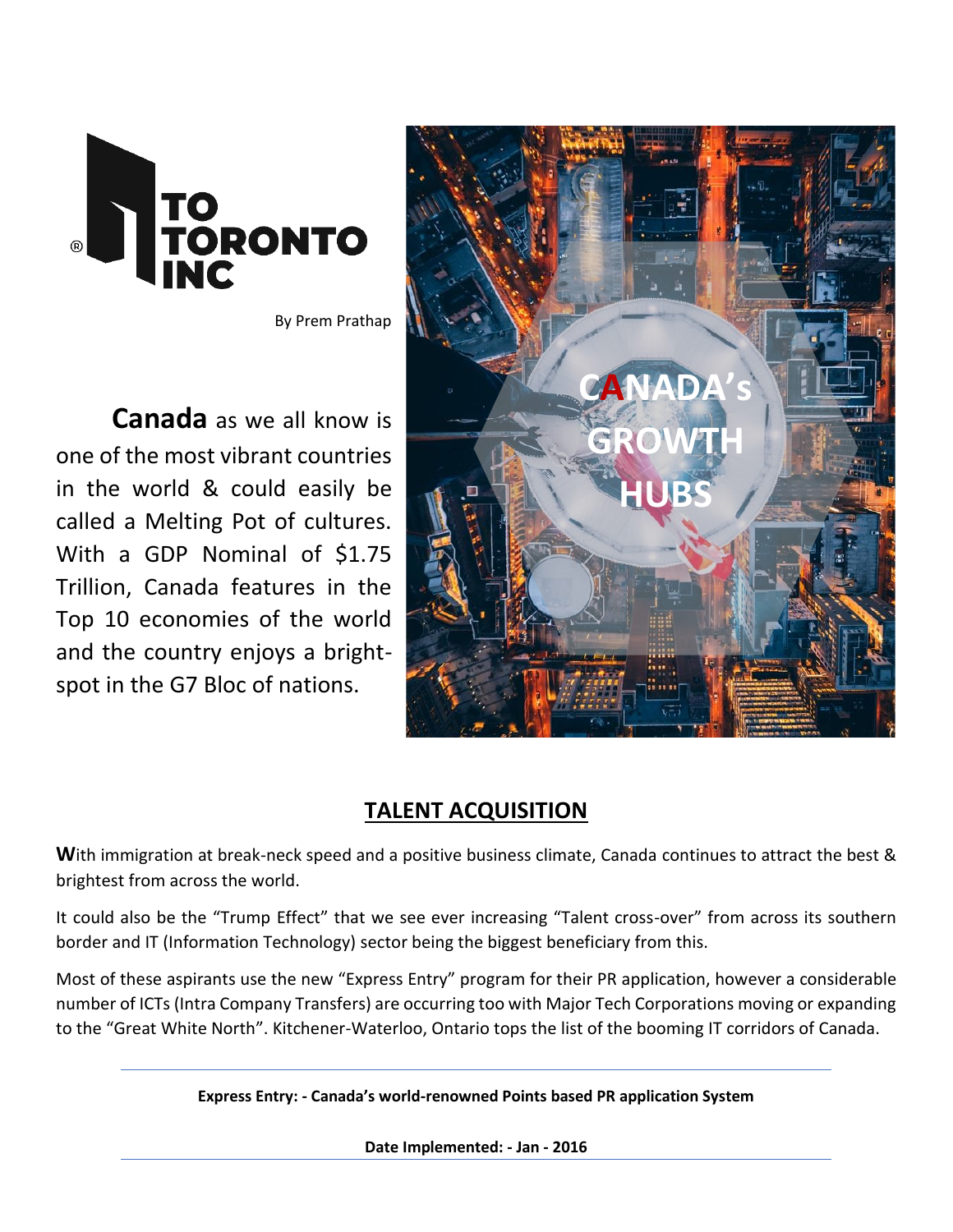TO TORONTO INC

By Prem Prathap

**Canada** as we all know is one of the most vibrant countries in the world & could easily be called a Melting Pot of cultures. With a GDP Nominal of $1.75 Trillion, Canada features in the Top 10 economies of the world and the country enjoys a bright-spot in the G7 Bloc of nations.

CANADA's GROWTH HUBS

## TALENT ACQUISITION

**W**ith immigration at break-neck speed and a positive business climate, Canada continues to attract the best & brightest from across the world.

It could also be the "Trump Effect" that we see ever increasing "Talent cross-over" from across its southern border and IT (Information Technology) sector being the biggest beneficiary from this.

Most of these aspirants use the new "Express Entry" program for their PR application, however a considerable number of ICTs (Intra Company Transfers) are occurring too with Major Tech Corporations moving or expanding to the "Great White North". Kitchener-Waterloo, Ontario tops the list of the booming IT corridors of Canada.

---

**Express Entry: - Canada's world-renowned Points based PR application System**

**Date Implemented: - Jan - 2016**

---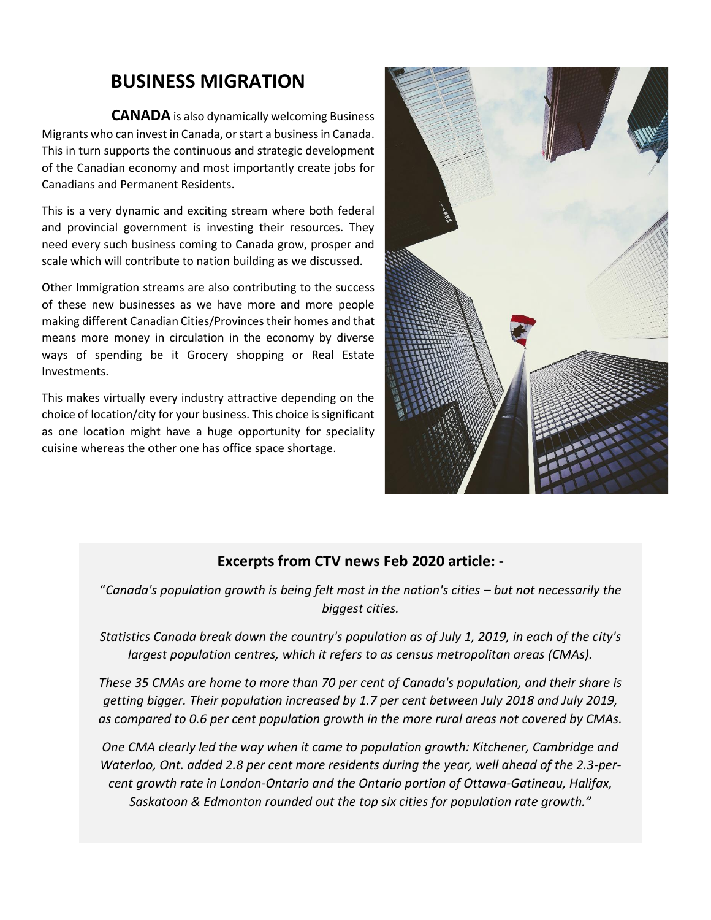# BUSINESS MIGRATION

**CANADA** is also dynamically welcoming Business Migrants who can invest in Canada, or start a business in Canada. This in turn supports the continuous and strategic development of the Canadian economy and most importantly create jobs for Canadians and Permanent Residents.

This is a very dynamic and exciting stream where both federal and provincial government is investing their resources. They need every such business coming to Canada grow, prosper and scale which will contribute to nation building as we discussed.

Other Immigration streams are also contributing to the success of these new businesses as we have more and more people making different Canadian Cities/Provinces their homes and that means more money in circulation in the economy by diverse ways of spending be it Grocery shopping or Real Estate Investments.

This makes virtually every industry attractive depending on the choice of location/city for your business. This choice is significant as one location might have a huge opportunity for speciality cuisine whereas the other one has office space shortage.

### Excerpts from CTV news Feb 2020 article: -

"*Canada's population growth is being felt most in the nation's cities – but not necessarily the biggest cities.*

*Statistics Canada break down the country's population as of July 1, 2019, in each of the city's largest population centres, which it refers to as census metropolitan areas (CMAs).*

*These 35 CMAs are home to more than 70 per cent of Canada's population, and their share is getting bigger. Their population increased by 1.7 per cent between July 2018 and July 2019, as compared to 0.6 per cent population growth in the more rural areas not covered by CMAs.*

*One CMA clearly led the way when it came to population growth: Kitchener, Cambridge and Waterloo, Ont. added 2.8 per cent more residents during the year, well ahead of the 2.3-per-cent growth rate in London-Ontario and the Ontario portion of Ottawa-Gatineau, Halifax, Saskatoon & Edmonton rounded out the top six cities for population rate growth."*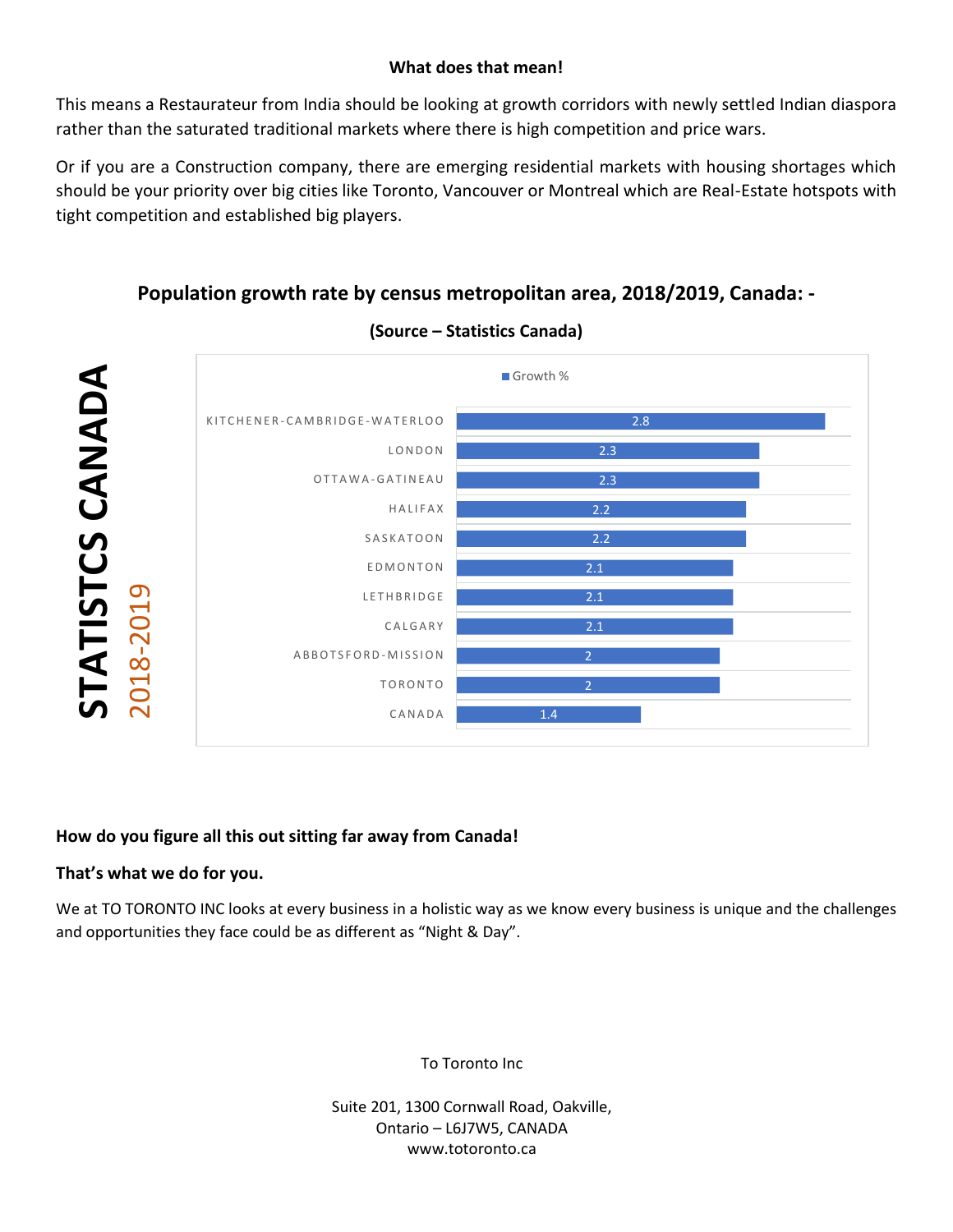**What does that mean!**

This means a Restaurateur from India should be looking at growth corridors with newly settled Indian diaspora rather than the saturated traditional markets where there is high competition and price wars.

Or if you are a Construction company, there are emerging residential markets with housing shortages which should be your priority over big cities like Toronto, Vancouver or Montreal which are Real-Estate hotspots with tight competition and established big players.

**Population growth rate by census metropolitan area, 2018/2019, Canada: -**

**(Source – Statistics Canada)**

STATISTCS CANADA
2018-2019

Growth %

KITCHENER-CAMBRIDGE-WATERLOO 2.8
LONDON 2.3
OTTAWA-GATINEAU 2.3
HALIFAX 2.2
SASKATOON 2.2
EDMONTON 2.1
LETHBRIDGE 2.1
CALGARY 2.1
ABBOTSFORD-MISSION 2
TORONTO 2
CANADA 1.4

**How do you figure all this out sitting far away from Canada!**

**That's what we do for you.**

We at TO TORONTO INC looks at every business in a holistic way as we know every business is unique and the challenges and opportunities they face could be as different as "Night & Day".

To Toronto Inc

Suite 201, 1300 Cornwall Road, Oakville,
Ontario – L6J7W5, CANADA
www.totoronto.ca